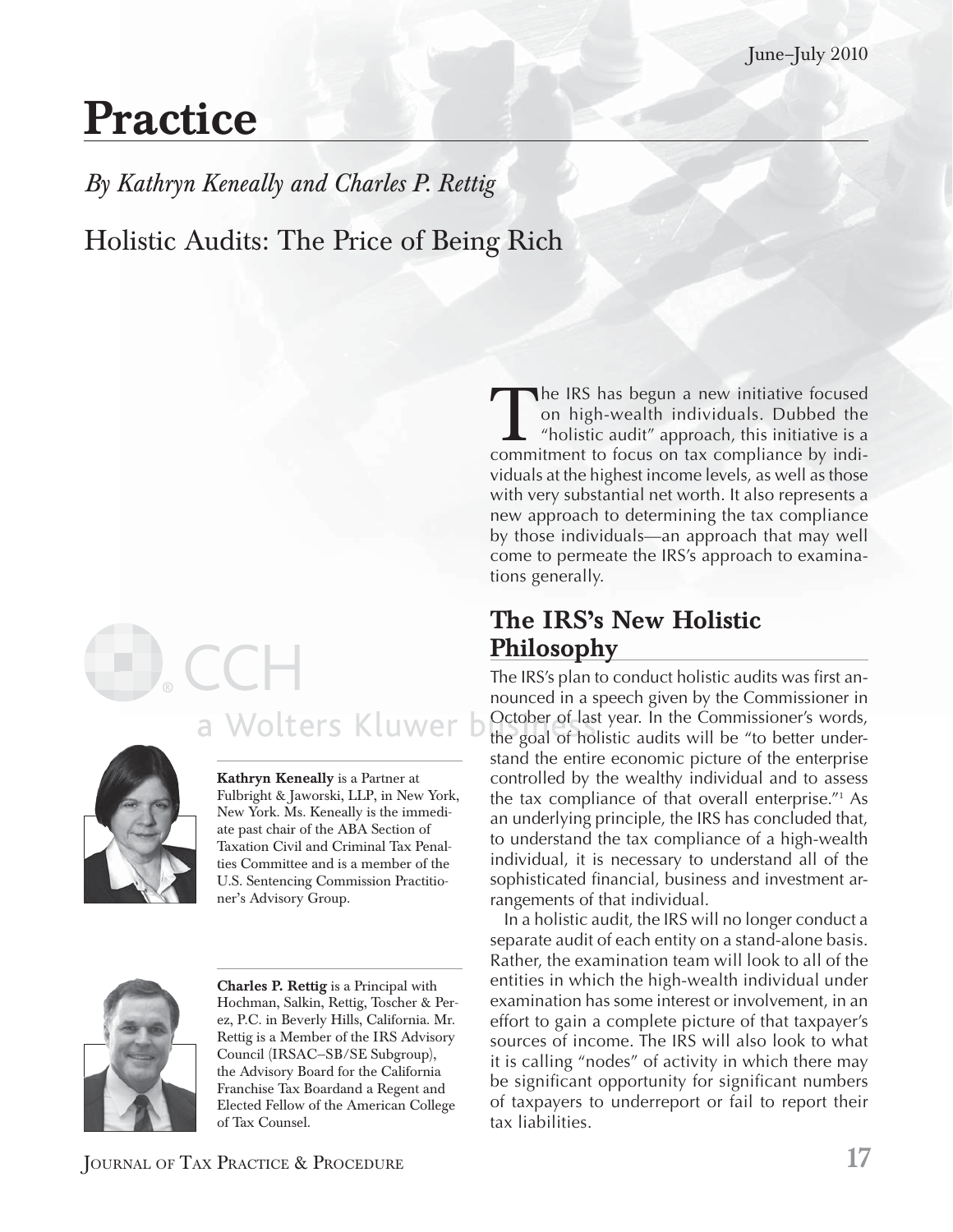# Practice

*By Kathryn Keneally and Charles P. Rettig*

## Holistic Audits: The Price of Being Rich

The IRS has begun a new initiative focused on high-wealth individuals. Dubbed the "holistic audit" approach, this initiative is a commitment to focus on tax compliance by individuals at the highest income levels, as well as those with very substantial net worth. It also represents a new approach to determining the tax compliance by those individuals—an approach that may well come to permeate the IRS's approach to examinations generally.

## The IRS's New Holistic Philosophy

The IRS's plan to conduct holistic audits was first announced in a speech given by the Commissioner in October of last year. In the Commissioner's words, the goal of holistic audits will be "to better understand the entire economic picture of the enterprise controlled by the wealthy individual and to assess the tax compliance of that overall enterprise."[1] As an underlying principle, the IRS has concluded that, to understand the tax compliance of a high-wealth individual, it is necessary to understand all of the sophisticated financial, business and investment arrangements of that individual.

In a holistic audit, the IRS will no longer conduct a separate audit of each entity on a stand-alone basis. Rather, the examination team will look to all of the entities in which the high-wealth individual under examination has some interest or involvement, in an effort to gain a complete picture of that taxpayer's sources of income. The IRS will also look to what it is calling "nodes" of activity in which there may be significant opportunity for significant numbers of taxpayers to underreport or fail to report their tax liabilities.

**Kathryn Keneally** is a Partner at Fulbright & Jaworski, LLP, in New York, New York. Ms. Keneally is the immediate past chair of the ABA Section of Taxation Civil and Criminal Tax Penalties Committee and is a member of the U.S. Sentencing Commission Practitioner's Advisory Group.

**Charles P. Rettig** is a Principal with Hochman, Salkin, Rettig, Toscher & Perez, P.C. in Beverly Hills, California. Mr. Rettig is a Member of the IRS Advisory Council (IRSAC–SB/SE Subgroup), the Advisory Board for the California Franchise Tax Boardand a Regent and Elected Fellow of the American College of Tax Counsel.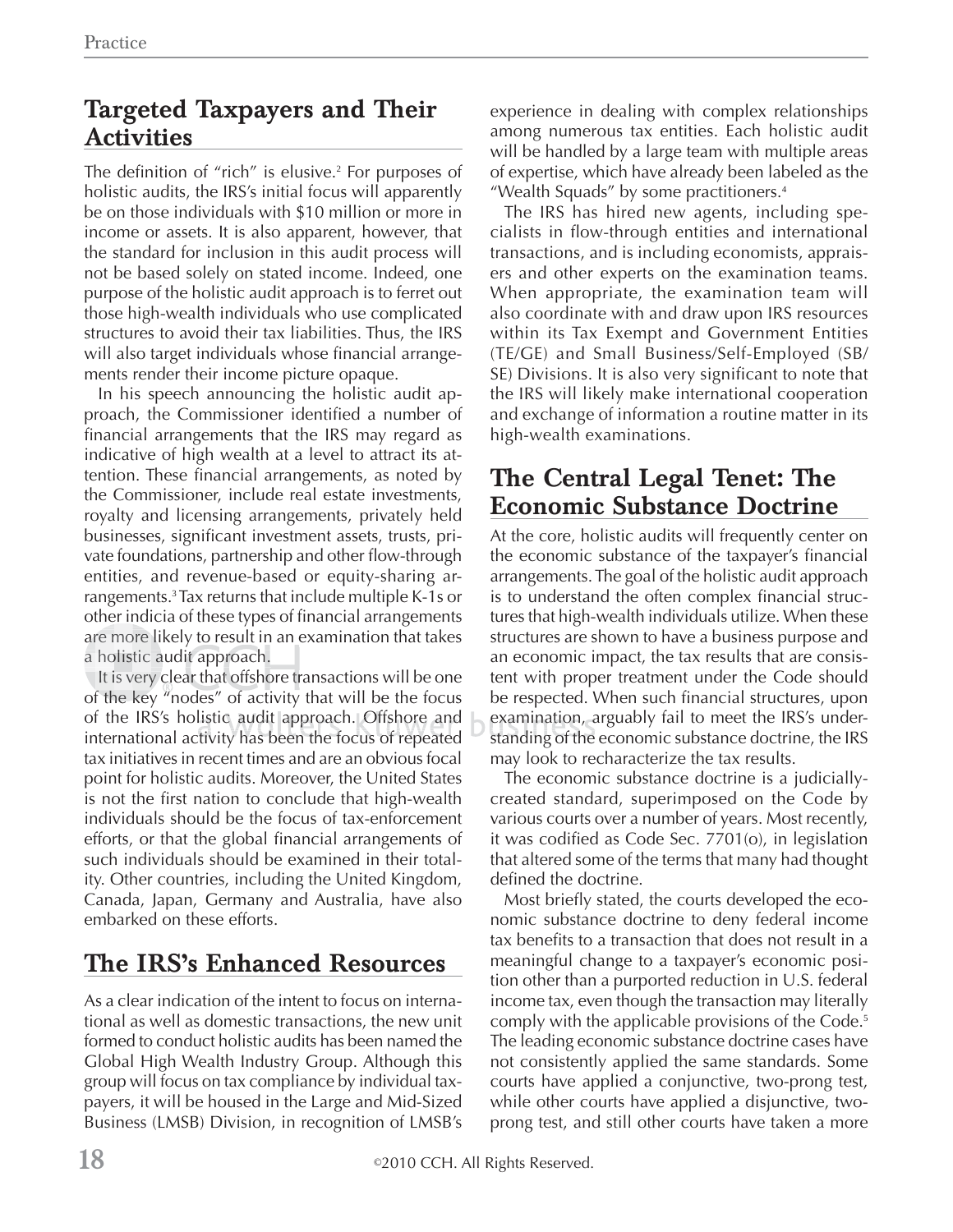## Targeted Taxpayers and Their Activities

The definition of "rich" is elusive.[2] For purposes of holistic audits, the IRS's initial focus will apparently be on those individuals with $10 million or more in income or assets. It is also apparent, however, that the standard for inclusion in this audit process will not be based solely on stated income. Indeed, one purpose of the holistic audit approach is to ferret out those high-wealth individuals who use complicated structures to avoid their tax liabilities. Thus, the IRS will also target individuals whose financial arrangements render their income picture opaque.

In his speech announcing the holistic audit approach, the Commissioner identified a number of financial arrangements that the IRS may regard as indicative of high wealth at a level to attract its attention. These financial arrangements, as noted by the Commissioner, include real estate investments, royalty and licensing arrangements, privately held businesses, significant investment assets, trusts, private foundations, partnership and other flow-through entities, and revenue-based or equity-sharing arrangements.[3] Tax returns that include multiple K-1s or other indicia of these types of financial arrangements are more likely to result in an examination that takes a holistic audit approach.

It is very clear that offshore transactions will be one of the key "nodes" of activity that will be the focus of the IRS's holistic audit approach. Offshore and international activity has been the focus of repeated tax initiatives in recent times and are an obvious focal point for holistic audits. Moreover, the United States is not the first nation to conclude that high-wealth individuals should be the focus of tax-enforcement efforts, or that the global financial arrangements of such individuals should be examined in their totality. Other countries, including the United Kingdom, Canada, Japan, Germany and Australia, have also embarked on these efforts.

## The IRS's Enhanced Resources

As a clear indication of the intent to focus on international as well as domestic transactions, the new unit formed to conduct holistic audits has been named the Global High Wealth Industry Group. Although this group will focus on tax compliance by individual taxpayers, it will be housed in the Large and Mid-Sized Business (LMSB) Division, in recognition of LMSB's experience in dealing with complex relationships among numerous tax entities. Each holistic audit will be handled by a large team with multiple areas of expertise, which have already been labeled as the "Wealth Squads" by some practitioners.[4]

The IRS has hired new agents, including specialists in flow-through entities and international transactions, and is including economists, appraisers and other experts on the examination teams. When appropriate, the examination team will also coordinate with and draw upon IRS resources within its Tax Exempt and Government Entities (TE/GE) and Small Business/Self-Employed (SB/SE) Divisions. It is also very significant to note that the IRS will likely make international cooperation and exchange of information a routine matter in its high-wealth examinations.

## The Central Legal Tenet: The Economic Substance Doctrine

At the core, holistic audits will frequently center on the economic substance of the taxpayer's financial arrangements. The goal of the holistic audit approach is to understand the often complex financial structures that high-wealth individuals utilize. When these structures are shown to have a business purpose and an economic impact, the tax results that are consistent with proper treatment under the Code should be respected. When such financial structures, upon examination, arguably fail to meet the IRS's understanding of the economic substance doctrine, the IRS may look to recharacterize the tax results.

The economic substance doctrine is a judicially-created standard, superimposed on the Code by various courts over a number of years. Most recently, it was codified as Code Sec. 7701(o), in legislation that altered some of the terms that many had thought defined the doctrine.

Most briefly stated, the courts developed the economic substance doctrine to deny federal income tax benefits to a transaction that does not result in a meaningful change to a taxpayer's economic position other than a purported reduction in U.S. federal income tax, even though the transaction may literally comply with the applicable provisions of the Code.[5] The leading economic substance doctrine cases have not consistently applied the same standards. Some courts have applied a conjunctive, two-prong test, while other courts have applied a disjunctive, two-prong test, and still other courts have taken a more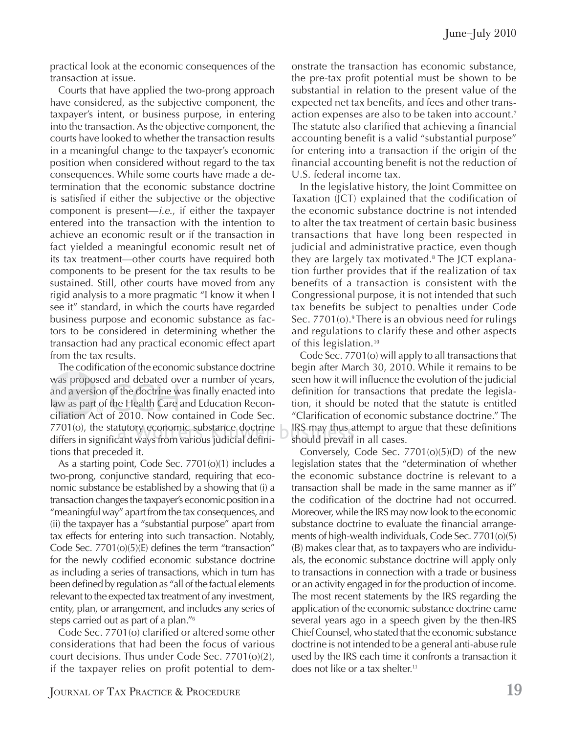practical look at the economic consequences of the transaction at issue.

Courts that have applied the two-prong approach have considered, as the subjective component, the taxpayer's intent, or business purpose, in entering into the transaction. As the objective component, the courts have looked to whether the transaction results in a meaningful change to the taxpayer's economic position when considered without regard to the tax consequences. While some courts have made a determination that the economic substance doctrine is satisfied if either the subjective or the objective component is present—*i.e.*, if either the taxpayer entered into the transaction with the intention to achieve an economic result or if the transaction in fact yielded a meaningful economic result net of its tax treatment—other courts have required both components to be present for the tax results to be sustained. Still, other courts have moved from any rigid analysis to a more pragmatic "I know it when I see it" standard, in which the courts have regarded business purpose and economic substance as factors to be considered in determining whether the transaction had any practical economic effect apart from the tax results.

The codification of the economic substance doctrine was proposed and debated over a number of years, and a version of the doctrine was finally enacted into law as part of the Health Care and Education Reconciliation Act of 2010. Now contained in Code Sec. 7701(o), the statutory economic substance doctrine differs in significant ways from various judicial definitions that preceded it.

As a starting point, Code Sec. 7701(o)(1) includes a two-prong, conjunctive standard, requiring that economic substance be established by a showing that (i) a transaction changes the taxpayer's economic position in a "meaningful way" apart from the tax consequences, and (ii) the taxpayer has a "substantial purpose" apart from tax effects for entering into such transaction. Notably, Code Sec. 7701(o)(5)(E) defines the term "transaction" for the newly codified economic substance doctrine as including a series of transactions, which in turn has been defined by regulation as "all of the factual elements relevant to the expected tax treatment of any investment, entity, plan, or arrangement, and includes any series of steps carried out as part of a plan."[6]

Code Sec. 7701(o) clarified or altered some other considerations that had been the focus of various court decisions. Thus under Code Sec. 7701(o)(2), if the taxpayer relies on profit potential to demonstrate the transaction has economic substance, the pre-tax profit potential must be shown to be substantial in relation to the present value of the expected net tax benefits, and fees and other transaction expenses are also to be taken into account.[7] The statute also clarified that achieving a financial accounting benefit is a valid "substantial purpose" for entering into a transaction if the origin of the financial accounting benefit is not the reduction of U.S. federal income tax.

In the legislative history, the Joint Committee on Taxation (JCT) explained that the codification of the economic substance doctrine is not intended to alter the tax treatment of certain basic business transactions that have long been respected in judicial and administrative practice, even though they are largely tax motivated.[8] The JCT explanation further provides that if the realization of tax benefits of a transaction is consistent with the Congressional purpose, it is not intended that such tax benefits be subject to penalties under Code Sec. 7701(o).[9] There is an obvious need for rulings and regulations to clarify these and other aspects of this legislation.[10]

Code Sec. 7701(o) will apply to all transactions that begin after March 30, 2010. While it remains to be seen how it will influence the evolution of the judicial definition for transactions that predate the legislation, it should be noted that the statute is entitled "Clarification of economic substance doctrine." The IRS may thus attempt to argue that these definitions should prevail in all cases.

Conversely, Code Sec. 7701(o)(5)(D) of the new legislation states that the "determination of whether the economic substance doctrine is relevant to a transaction shall be made in the same manner as if" the codification of the doctrine had not occurred. Moreover, while the IRS may now look to the economic substance doctrine to evaluate the financial arrangements of high-wealth individuals, Code Sec. 7701(o)(5)(B) makes clear that, as to taxpayers who are individuals, the economic substance doctrine will apply only to transactions in connection with a trade or business or an activity engaged in for the production of income. The most recent statements by the IRS regarding the application of the economic substance doctrine came several years ago in a speech given by the then-IRS Chief Counsel, who stated that the economic substance doctrine is not intended to be a general anti-abuse rule used by the IRS each time it confronts a transaction it does not like or a tax shelter.[11]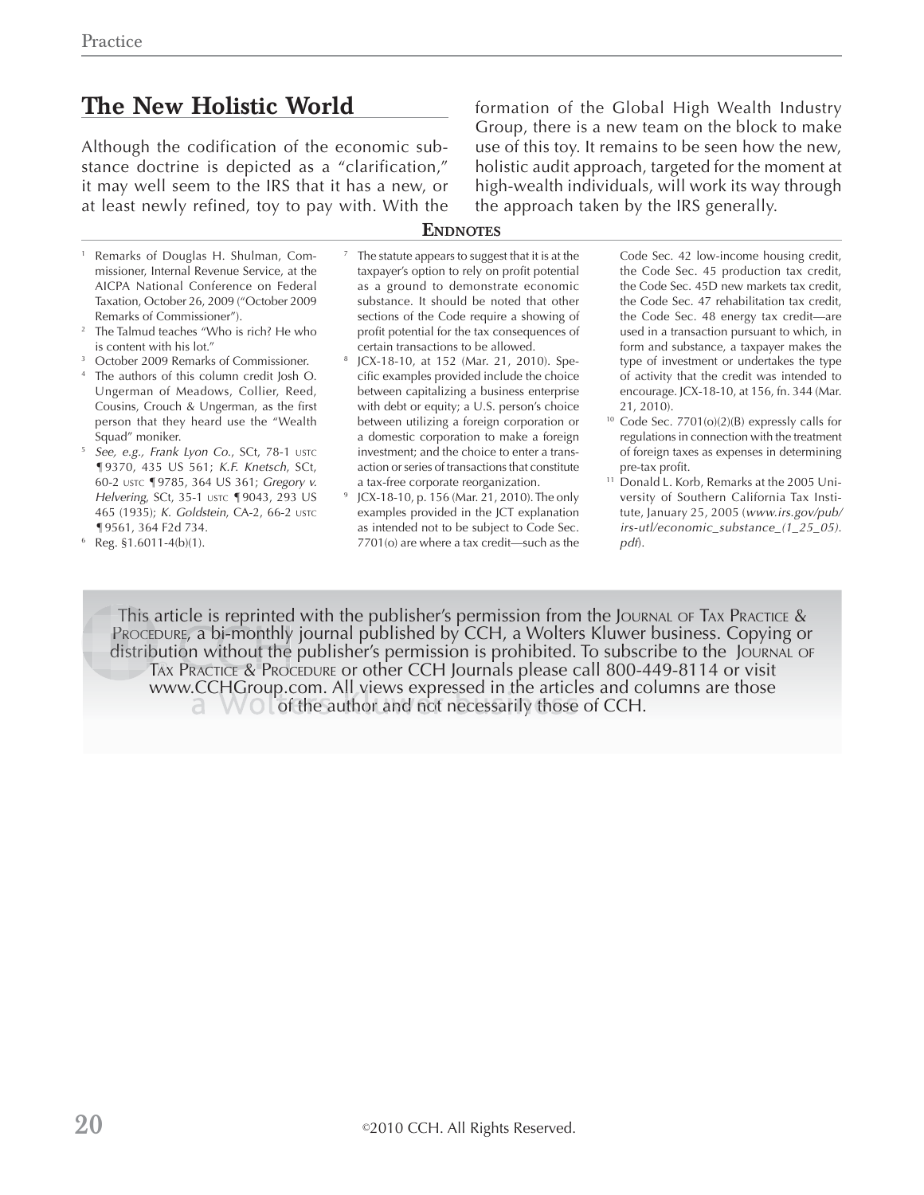## The New Holistic World

Although the codification of the economic substance doctrine is depicted as a "clarification," it may well seem to the IRS that it has a new, or at least newly refined, toy to pay with. With the formation of the Global High Wealth Industry Group, there is a new team on the block to make use of this toy. It remains to be seen how the new, holistic audit approach, targeted for the moment at high-wealth individuals, will work its way through the approach taken by the IRS generally.

### ENDNOTES

1. Remarks of Douglas H. Shulman, Commissioner, Internal Revenue Service, at the AICPA National Conference on Federal Taxation, October 26, 2009 ("October 2009 Remarks of Commissioner").
2. The Talmud teaches "Who is rich? He who is content with his lot."
3. October 2009 Remarks of Commissioner.
4. The authors of this column credit Josh O. Ungerman of Meadows, Collier, Reed, Cousins, Crouch & Ungerman, as the first person that they heard use the "Wealth Squad" moniker.
5. *See, e.g., Frank Lyon Co.*, SCt, 78-1 USTC ¶9370, 435 US 561; *K.F. Knetsch*, SCt, 60-2 USTC ¶9785, 364 US 361; *Gregory v. Helvering*, SCt, 35-1 USTC ¶9043, 293 US 465 (1935); *K. Goldstein*, CA-2, 66-2 USTC ¶9561, 364 F2d 734.
6. Reg. §1.6011-4(b)(1).
7. The statute appears to suggest that it is at the taxpayer's option to rely on profit potential as a ground to demonstrate economic substance. It should be noted that other sections of the Code require a showing of profit potential for the tax consequences of certain transactions to be allowed.
8. JCX-18-10, at 152 (Mar. 21, 2010). Specific examples provided include the choice between capitalizing a business enterprise with debt or equity; a U.S. person's choice between utilizing a foreign corporation or a domestic corporation to make a foreign investment; and the choice to enter a transaction or series of transactions that constitute a tax-free corporate reorganization.
9. JCX-18-10, p. 156 (Mar. 21, 2010). The only examples provided in the JCT explanation as intended not to be subject to Code Sec. 7701(o) are where a tax credit—such as the Code Sec. 42 low-income housing credit, the Code Sec. 45 production tax credit, the Code Sec. 45D new markets tax credit, the Code Sec. 47 rehabilitation tax credit, the Code Sec. 48 energy tax credit—are used in a transaction pursuant to which, in form and substance, a taxpayer makes the type of investment or undertakes the type of activity that the credit was intended to encourage. JCX-18-10, at 156, fn. 344 (Mar. 21, 2010).
10. Code Sec. 7701(o)(2)(B) expressly calls for regulations in connection with the treatment of foreign taxes as expenses in determining pre-tax profit.
11. Donald L. Korb, Remarks at the 2005 University of Southern California Tax Institute, January 25, 2005 (*www.irs.gov/pub/irs-utl/economic_substance_(1_25_05).pdf*).

This article is reprinted with the publisher's permission from the JOURNAL OF TAX PRACTICE & PROCEDURE, a bi-monthly journal published by CCH, a Wolters Kluwer business. Copying or distribution without the publisher's permission is prohibited. To subscribe to the JOURNAL OF TAX PRACTICE & PROCEDURE or other CCH Journals please call 800-449-8114 or visit www.CCHGroup.com. All views expressed in the articles and columns are those of the author and not necessarily those of CCH.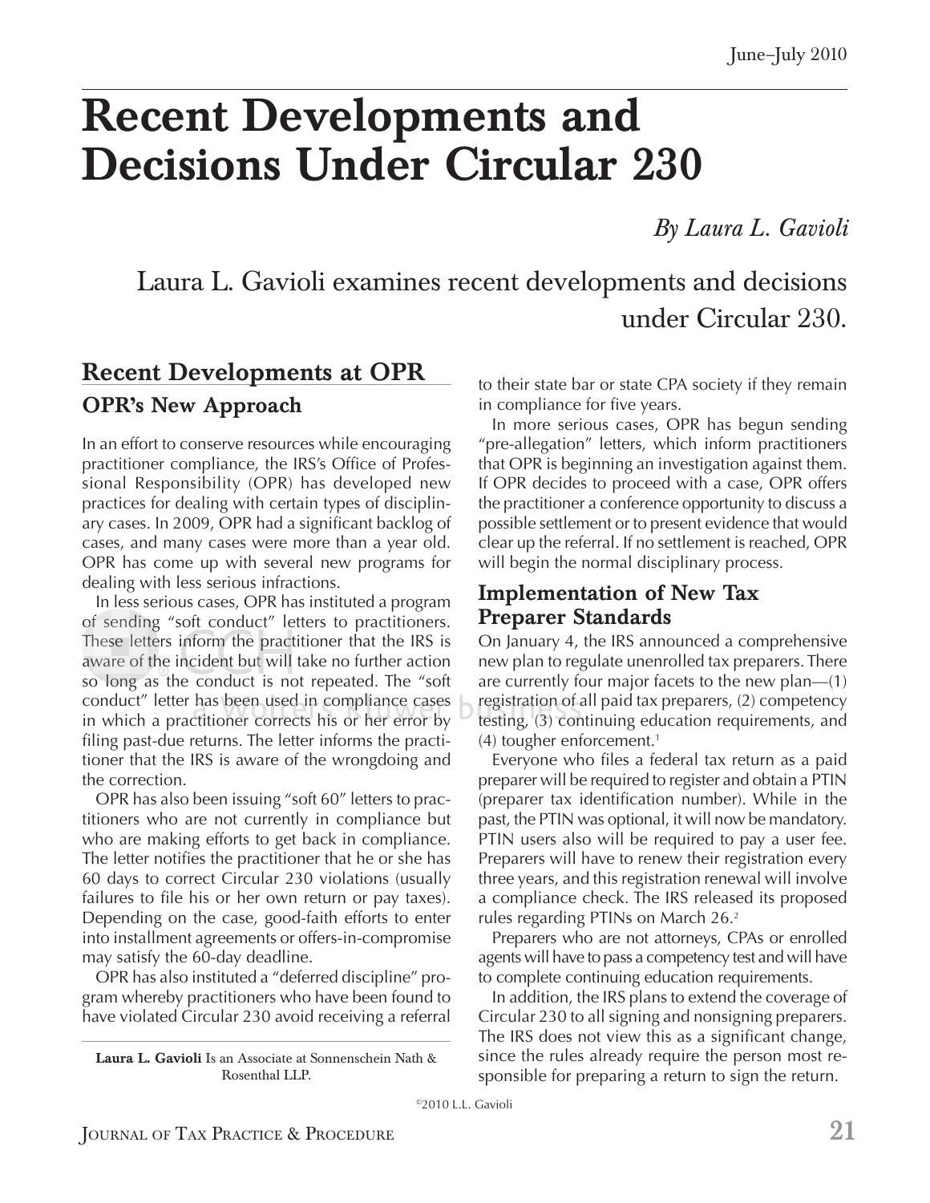# Recent Developments and Decisions Under Circular 230

*By Laura L. Gavioli*

Laura L. Gavioli examines recent developments and decisions under Circular 230.

## Recent Developments at OPR

### OPR's New Approach

In an effort to conserve resources while encouraging practitioner compliance, the IRS's Office of Professional Responsibility (OPR) has developed new practices for dealing with certain types of disciplinary cases. In 2009, OPR had a significant backlog of cases, and many cases were more than a year old. OPR has come up with several new programs for dealing with less serious infractions.

In less serious cases, OPR has instituted a program of sending "soft conduct" letters to practitioners. These letters inform the practitioner that the IRS is aware of the incident but will take no further action so long as the conduct is not repeated. The "soft conduct" letter has been used in compliance cases in which a practitioner corrects his or her error by filing past-due returns. The letter informs the practitioner that the IRS is aware of the wrongdoing and the correction.

OPR has also been issuing "soft 60" letters to practitioners who are not currently in compliance but who are making efforts to get back in compliance. The letter notifies the practitioner that he or she has 60 days to correct Circular 230 violations (usually failures to file his or her own return or pay taxes). Depending on the case, good-faith efforts to enter into installment agreements or offers-in-compromise may satisfy the 60-day deadline.

OPR has also instituted a "deferred discipline" program whereby practitioners who have been found to have violated Circular 230 avoid receiving a referral to their state bar or state CPA society if they remain in compliance for five years.

In more serious cases, OPR has begun sending "pre-allegation" letters, which inform practitioners that OPR is beginning an investigation against them. If OPR decides to proceed with a case, OPR offers the practitioner a conference opportunity to discuss a possible settlement or to present evidence that would clear up the referral. If no settlement is reached, OPR will begin the normal disciplinary process.

### Implementation of New Tax Preparer Standards

On January 4, the IRS announced a comprehensive new plan to regulate unenrolled tax preparers. There are currently four major facets to the new plan—(1) registration of all paid tax preparers, (2) competency testing, (3) continuing education requirements, and (4) tougher enforcement.[1]

Everyone who files a federal tax return as a paid preparer will be required to register and obtain a PTIN (preparer tax identification number). While in the past, the PTIN was optional, it will now be mandatory. PTIN users also will be required to pay a user fee. Preparers will have to renew their registration every three years, and this registration renewal will involve a compliance check. The IRS released its proposed rules regarding PTINs on March 26.[2]

Preparers who are not attorneys, CPAs or enrolled agents will have to pass a competency test and will have to complete continuing education requirements.

In addition, the IRS plans to extend the coverage of Circular 230 to all signing and nonsigning preparers. The IRS does not view this as a significant change, since the rules already require the person most responsible for preparing a return to sign the return.

**Laura L. Gavioli** Is an Associate at Sonnenschein Nath & Rosenthal LLP.

©2010 L.L. Gavioli